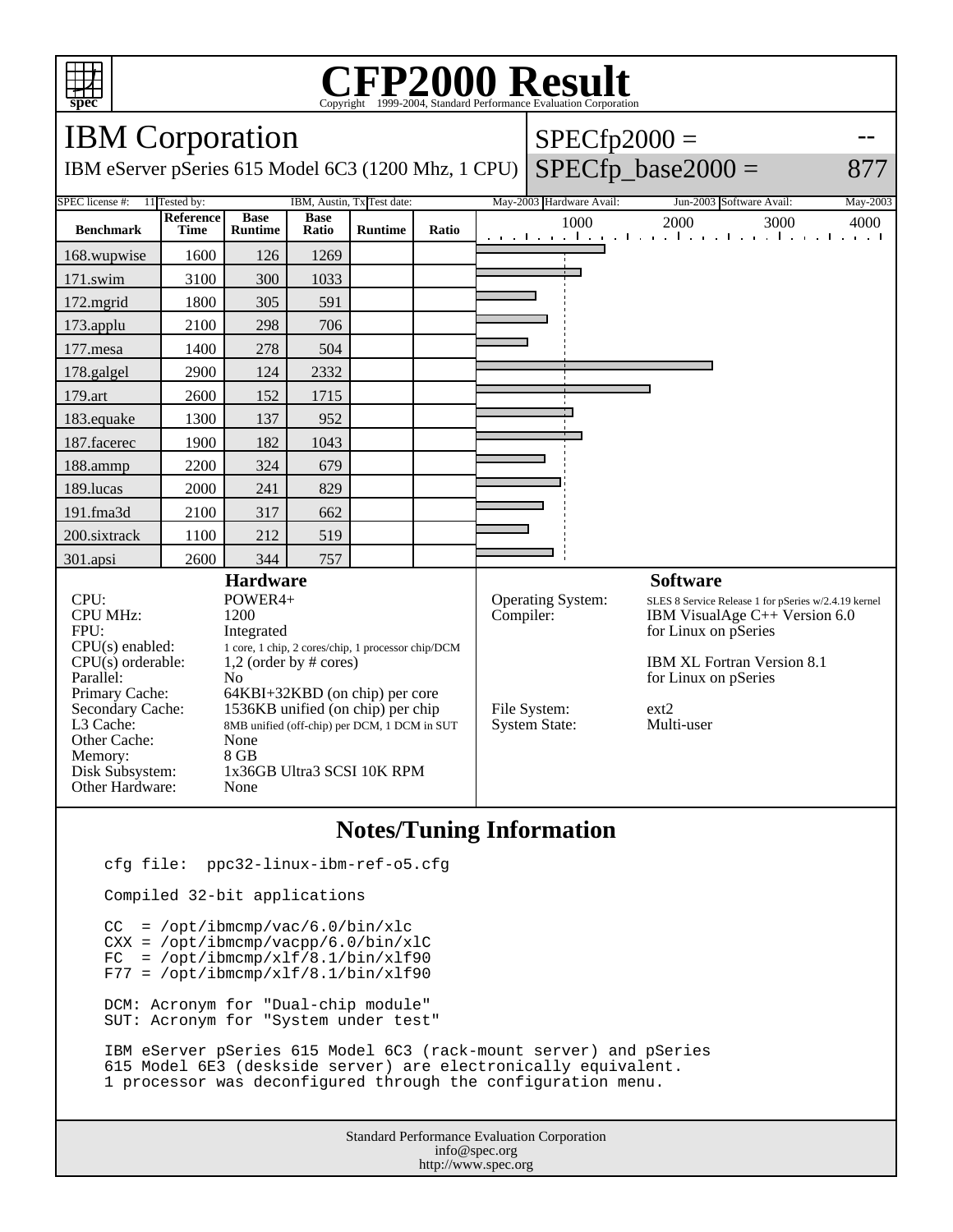# CFP2000 Result

Copyright 1999-2004, Standard Performance Evaluation Corporation

## IBM Corporation

IBM eServer pSeries 615 Model 6C3 (1200 Mhz, 1 CPU)

SPECfp2000 = --

SPECfp_base2000 = 877

| SPEC license #: | 11 | Tested by: | IBM, Austin, Tx | Test date: | May-2003 | Hardware Avail: | Jun-2003 | Software Avail: | May-2003 |
|---|---|---|---|---|---|---|---|---|---|

| Benchmark | Reference Time | Base Runtime | Base Ratio | Runtime | Ratio |
|---|---|---|---|---|---|
| 168.wupwise | 1600 | 126 | 1269 | | |
| 171.swim | 3100 | 300 | 1033 | | |
| 172.mgrid | 1800 | 305 | 591 | | |
| 173.applu | 2100 | 298 | 706 | | |
| 177.mesa | 1400 | 278 | 504 | | |
| 178.galgel | 2900 | 124 | 2332 | | |
| 179.art | 2600 | 152 | 1715 | | |
| 183.equake | 1300 | 137 | 952 | | |
| 187.facerec | 1900 | 182 | 1043 | | |
| 188.ammp | 2200 | 324 | 679 | | |
| 189.lucas | 2000 | 241 | 829 | | |
| 191.fma3d | 2100 | 317 | 662 | | |
| 200.sixtrack | 1100 | 212 | 519 | | |
| 301.apsi | 2600 | 344 | 757 | | |

### Hardware

| | |
|---|---|
| CPU: | POWER4+ |
| CPU MHz: | 1200 |
| FPU: | Integrated |
| CPU(s) enabled: | 1 core, 1 chip, 2 cores/chip, 1 processor chip/DCM |
| CPU(s) orderable: | 1,2 (order by # cores) |
| Parallel: | No |
| Primary Cache: | 64KBI+32KBD (on chip) per core |
| Secondary Cache: | 1536KB unified (on chip) per chip |
| L3 Cache: | 8MB unified (off-chip) per DCM, 1 DCM in SUT |
| Other Cache: | None |
| Memory: | 8 GB |
| Disk Subsystem: | 1x36GB Ultra3 SCSI 10K RPM |
| Other Hardware: | None |

### Software

| | |
|---|---|
| Operating System: | SLES 8 Service Release 1 for pSeries w/2.4.19 kernel |
| Compiler: | IBM VisualAge C++ Version 6.0 for Linux on pSeries<br>IBM XL Fortran Version 8.1 for Linux on pSeries |
| File System: | ext2 |
| System State: | Multi-user |

### Notes/Tuning Information

```
cfg file:  ppc32-linux-ibm-ref-o5.cfg

Compiled 32-bit applications

CC  = /opt/ibmcmp/vac/6.0/bin/xlc
CXX = /opt/ibmcmp/vacpp/6.0/bin/xlC
FC  = /opt/ibmcmp/xlf/8.1/bin/xlf90
F77 = /opt/ibmcmp/xlf/8.1/bin/xlf90

DCM: Acronym for "Dual-chip module"
SUT: Acronym for "System under test"

IBM eServer pSeries 615 Model 6C3 (rack-mount server) and pSeries
615 Model 6E3 (deskside server) are electronically equivalent.
1 processor was deconfigured through the configuration menu.
```

Standard Performance Evaluation Corporation
info@spec.org
http://www.spec.org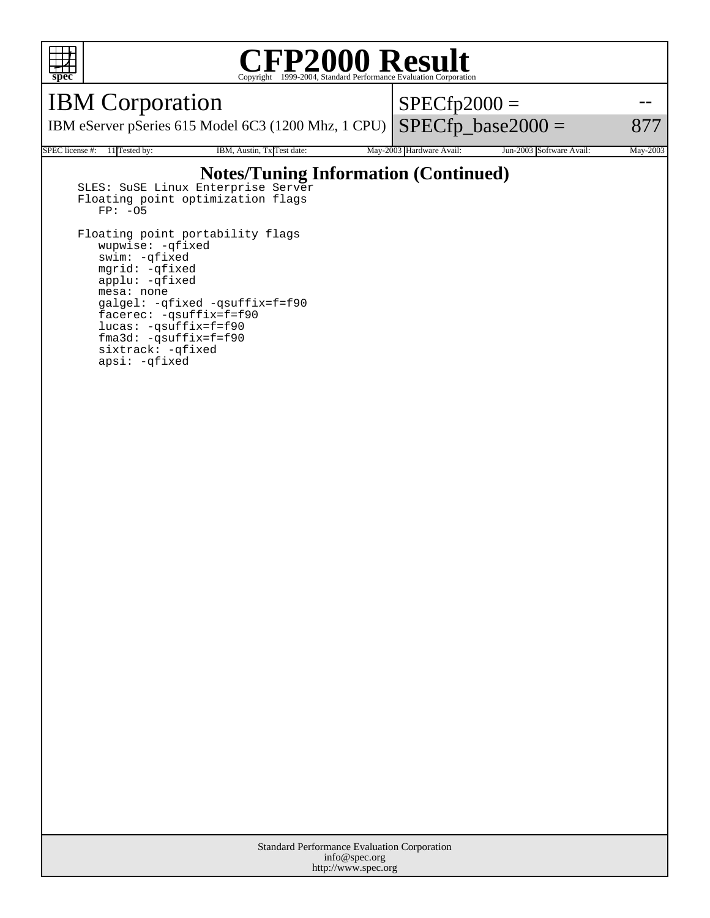# CFP2000 Result

Copyright 1999-2004, Standard Performance Evaluation Corporation

## IBM Corporation

IBM eServer pSeries 615 Model 6C3 (1200 Mhz, 1 CPU)

SPECfp2000 = --

SPECfp_base2000 = 877

| SPEC license #: | 11 | Tested by: | IBM, Austin, Tx | Test date: | May-2003 | Hardware Avail: | Jun-2003 | Software Avail: | May-2003 |
|---|---|---|---|---|---|---|---|---|---|

### Notes/Tuning Information (Continued)

```
SLES: SuSE Linux Enterprise Server
Floating point optimization flags
   FP: -O5

Floating point portability flags
   wupwise: -qfixed
   swim: -qfixed
   mgrid: -qfixed
   applu: -qfixed
   mesa: none
   galgel: -qfixed -qsuffix=f=f90
   facerec: -qsuffix=f=f90
   lucas: -qsuffix=f=f90
   fma3d: -qsuffix=f=f90
   sixtrack: -qfixed
   apsi: -qfixed
```

Standard Performance Evaluation Corporation
info@spec.org
http://www.spec.org